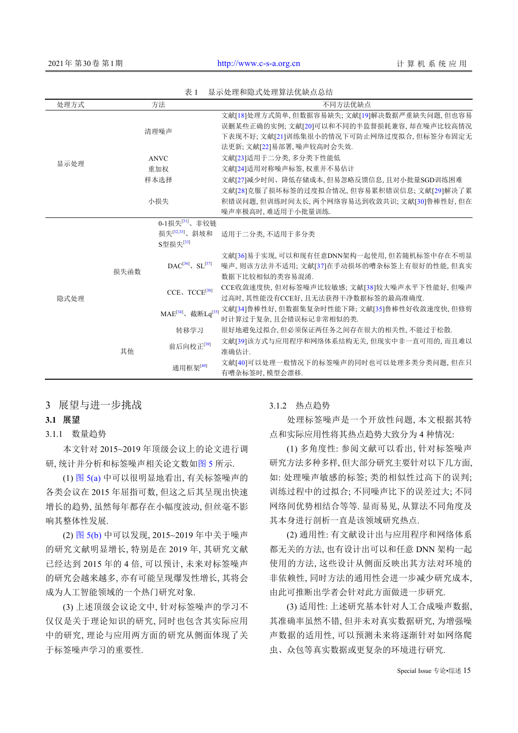表 1　显示处理和隐式处理算法优缺点总结

| 处理方式 | 方法 | | 不同方法优缺点 |
|---|---|---|---|
| 显示处理 | 清理噪声 | | 文献[18]处理方式简单, 但数据容易缺失; 文献[19]解决数据严重缺失问题, 但也容易误删某些正确的实例; 文献[20]可以和不同的半监督损耗兼容, 却在噪声比较高情况下表现不好; 文献[21]训练集很小的情况下可防止网络过度拟合, 但标签分布固定无法更新; 文献[22]易部署, 噪声较高时会失效. |
| | ANVC | | 文献[23]适用于二分类, 多分类下性能低 |
| | 重加权 | | 文献[24]适用对称噪声标签, 权重并不易估计 |
| | 样本选择 | | 文献[27]减少时间、降低存储成本, 但易忽略反馈信息, 且对小批量SGD训练困难 |
| | 小损失 | | 文献[28]克服了损坏标签的过度拟合情况, 但容易累积错误信息; 文献[29]解决了累积错误问题, 但训练时间太长, 两个网络容易达到收敛共识; 文献[30]鲁棒性好, 但在噪声率极高时, 难适用于小批量训练. |
| 隐式处理 | 损失函数 | 0-1损失[31]、非铰链损失[32,33]、斜坡和S型损失[33] | 适用于二分类, 不适用于多分类 |
| | | DAC[36]、SL[37] | 文献[36]易于实现, 可以和现有任意DNN架构一起使用, 但若随机标签中存在不明显噪声, 则该方法并不适用; 文献[37]在手动损坏的嘈杂标签上有很好的性能, 但真实数据下比较相似的类容易混淆. |
| | | CCE、TCCE[38] | CCE收敛速度快, 但对标签噪声比较敏感; 文献[38]较大噪声水平下性能好, 但噪声过高时, 其性能没有CCE好, 且无法获得干净数据标签的最高准确度. |
| | | MAE[34]、截断Lq[35] | 文献[34]鲁棒性好, 但数据集复杂时性能下降; 文献[35]鲁棒性好收敛速度快, 但修剪时计算过于复杂, 且会错误标记非常相似的类. |
| | 其他 | 转移学习 | 很好地避免过拟合, 但必须保证两任务之间存在很大的相关性, 不能过于松散. |
| | | 前后向校正[39] | 文献[39]该方式与应用程序和网络体系结构无关, 但现实中非一直可用的, 而且难以准确估计. |
| | | 通用框架[40] | 文献[40]可以处理一般情况下的标签噪声的同时也可以处理多类分类问题, 但在只有嘈杂标签时, 模型会漂移. |

## 3　展望与进一步挑战

### 3.1　展望

#### 3.1.1　数量趋势

本文针对2015~2019年顶级会议上的论文进行调研, 统计并分析和标签噪声相关论文数如图5所示.

(1) 图5(a)中可以很明显地看出, 有关标签噪声的各类会议在2015年屈指可数, 但这之后其呈现出快速增长的趋势, 虽然每年都存在小幅度波动, 但丝毫不影响其整体性发展.

(2) 图5(b)中可以发现, 2015~2019年中关于噪声的研究文献明显增长, 特别是在2019年, 其研究文献已经达到2015年的4倍, 可以预计, 未来对标签噪声的研究会越来越多, 亦有可能呈现爆发性增长, 其将会成为人工智能领域的一个热门研究对象.

(3) 上述顶级会议论文中, 针对标签噪声的学习不仅仅是关于理论知识的研究, 同时也包含其实际应用中的研究, 理论与应用两方面的研究从侧面体现了关于标签噪声学习的重要性.

#### 3.1.2　热点趋势

处理标签噪声是一个开放性问题, 本文根据其特点和实际应用性将其热点趋势大致分为4种情况:

(1) 多角度性: 参阅文献可以看出, 针对标签噪声研究方法多种多样, 但大部分研究主要针对以下几方面, 如: 处理噪声敏感的标签; 类的相似性过高下的误判; 训练过程中的过拟合; 不同噪声比下的误差过大; 不同网络间优势相结合等等. 显而易见, 从算法不同角度及其本身进行剖析一直是该领域研究热点.

(2) 通用性: 有文献设计出与应用程序和网络体系都无关的方法, 也有设计出可以和任意DNN架构一起使用的方法, 这些设计从侧面反映出其方法对环境的非依赖性, 同时方法的通用性会进一步减少研究成本, 由此可推断出学者会针对此方面做进一步研究.

(3) 适用性: 上述研究基本针对人工合成噪声数据, 其准确率虽然不错, 但并未对真实数据研究, 为增强噪声数据的适用性, 可以预测未来将逐渐针对如网络爬虫、众包等真实数据或更复杂的环境进行研究.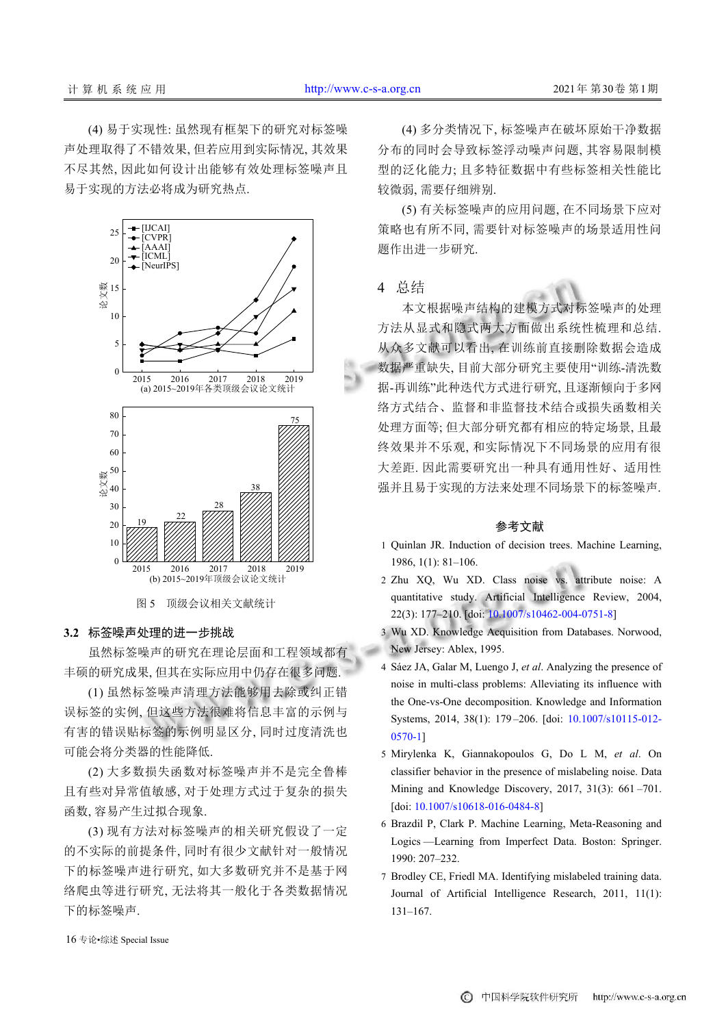(4) 易于实现性: 虽然现有框架下的研究对标签噪声处理取得了不错效果, 但若应用到实际情况, 其效果不尽其然, 因此如何设计出能够有效处理标签噪声且易于实现的方法必将成为研究热点.

(a) 2015~2019年各类顶级会议论文统计

(b) 2015~2019年顶级会议论文统计

图 5　顶级会议相关文献统计

### 3.2　标签噪声处理的进一步挑战

虽然标签噪声的研究在理论层面和工程领域都有丰硕的研究成果, 但其在实际应用中仍存在很多问题.

(1) 虽然标签噪声清理方法能够用去除或纠正错误标签的实例, 但这些方法很难将信息丰富的示例与有害的错误贴标签的示例明显区分, 同时过度清洗也可能会将分类器的性能降低.

(2) 大多数损失函数对标签噪声并不是完全鲁棒且有些对异常值敏感, 对于处理方式过于复杂的损失函数, 容易产生过拟合现象.

(3) 现有方法对标签噪声的相关研究假设了一定的不实际的前提条件, 同时有很少文献针对一般情况下的标签噪声进行研究, 如大多数研究并不是基于网络爬虫等进行研究, 无法将其一般化于各类数据情况下的标签噪声.

(4) 多分类情况下, 标签噪声在破坏原始干净数据分布的同时会导致标签浮动噪声问题, 其容易限制模型的泛化能力; 且多特征数据中有些标签相关性能比较微弱, 需要仔细辨别.

(5) 有关标签噪声的应用问题, 在不同场景下应对策略也有所不同, 需要针对标签噪声的场景适用性问题作出进一步研究.

## 4　总结

本文根据噪声结构的建模方式对标签噪声的处理方法从显式和隐式两大方面做出系统性梳理和总结. 从众多文献可以看出, 在训练前直接删除数据会造成数据严重缺失, 目前大部分研究主要使用"训练-清洗数据-再训练"此种迭代方式进行研究, 且逐渐倾向于多网络方式结合、监督和非监督技术结合或损失函数相关处理方面等; 但大部分研究都有相应的特定场景, 且最终效果并不乐观, 和实际情况下不同场景的应用有很大差距. 因此需要研究出一种具有通用性好、适用性强并且易于实现的方法来处理不同场景下的标签噪声.

### 参考文献

1 Quinlan JR. Induction of decision trees. Machine Learning, 1986, 1(1): 81–106.

2 Zhu XQ, Wu XD. Class noise vs. attribute noise: A quantitative study. Artificial Intelligence Review, 2004, 22(3): 177–210. [doi: 10.1007/s10462-004-0751-8]

3 Wu XD. Knowledge Acquisition from Databases. Norwood, New Jersey: Ablex, 1995.

4 Sáez JA, Galar M, Luengo J, *et al*. Analyzing the presence of noise in multi-class problems: Alleviating its influence with the One-vs-One decomposition. Knowledge and Information Systems, 2014, 38(1): 179–206. [doi: 10.1007/s10115-012-0570-1]

5 Mirylenka K, Giannakopoulos G, Do L M, *et al*. On classifier behavior in the presence of mislabeling noise. Data Mining and Knowledge Discovery, 2017, 31(3): 661–701. [doi: 10.1007/s10618-016-0484-8]

6 Brazdil P, Clark P. Machine Learning, Meta-Reasoning and Logics—Learning from Imperfect Data. Boston: Springer. 1990: 207–232.

7 Brodley CE, Friedl MA. Identifying mislabeled training data. Journal of Artificial Intelligence Research, 2011, 11(1): 131–167.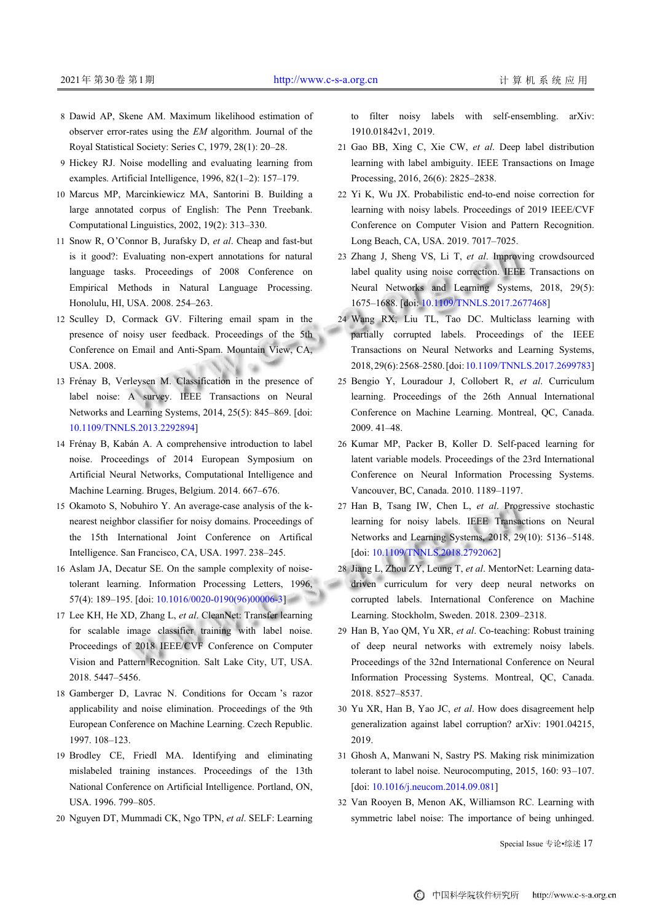8 Dawid AP, Skene AM. Maximum likelihood estimation of observer error-rates using the *EM* algorithm. Journal of the Royal Statistical Society: Series C, 1979, 28(1): 20–28.

9 Hickey RJ. Noise modelling and evaluating learning from examples. Artificial Intelligence, 1996, 82(1–2): 157–179.

10 Marcus MP, Marcinkiewicz MA, Santorini B. Building a large annotated corpus of English: The Penn Treebank. Computational Linguistics, 2002, 19(2): 313–330.

11 Snow R, O'Connor B, Jurafsky D, *et al*. Cheap and fast-but is it good?: Evaluating non-expert annotations for natural language tasks. Proceedings of 2008 Conference on Empirical Methods in Natural Language Processing. Honolulu, HI, USA. 2008. 254–263.

12 Sculley D, Cormack GV. Filtering email spam in the presence of noisy user feedback. Proceedings of the 5th Conference on Email and Anti-Spam. Mountain View, CA, USA. 2008.

13 Frénay B, Verleysen M. Classification in the presence of label noise: A survey. IEEE Transactions on Neural Networks and Learning Systems, 2014, 25(5): 845–869. [doi: 10.1109/TNNLS.2013.2292894]

14 Frénay B, Kabán A. A comprehensive introduction to label noise. Proceedings of 2014 European Symposium on Artificial Neural Networks, Computational Intelligence and Machine Learning. Bruges, Belgium. 2014. 667–676.

15 Okamoto S, Nobuhiro Y. An average-case analysis of the k-nearest neighbor classifier for noisy domains. Proceedings of the 15th International Joint Conference on Artifical Intelligence. San Francisco, CA, USA. 1997. 238–245.

16 Aslam JA, Decatur SE. On the sample complexity of noise-tolerant learning. Information Processing Letters, 1996, 57(4): 189–195. [doi: 10.1016/0020-0190(96)00006-3]

17 Lee KH, He XD, Zhang L, *et al*. CleanNet: Transfer learning for scalable image classifier training with label noise. Proceedings of 2018 IEEE/CVF Conference on Computer Vision and Pattern Recognition. Salt Lake City, UT, USA. 2018. 5447–5456.

18 Gamberger D, Lavrac N. Conditions for Occam 's razor applicability and noise elimination. Proceedings of the 9th European Conference on Machine Learning. Czech Republic. 1997. 108–123.

19 Brodley CE, Friedl MA. Identifying and eliminating mislabeled training instances. Proceedings of the 13th National Conference on Artificial Intelligence. Portland, ON, USA. 1996. 799–805.

20 Nguyen DT, Mummadi CK, Ngo TPN, *et al*. SELF: Learning to filter noisy labels with self-ensembling. arXiv: 1910.01842v1, 2019.

21 Gao BB, Xing C, Xie CW, *et al*. Deep label distribution learning with label ambiguity. IEEE Transactions on Image Processing, 2016, 26(6): 2825–2838.

22 Yi K, Wu JX. Probabilistic end-to-end noise correction for learning with noisy labels. Proceedings of 2019 IEEE/CVF Conference on Computer Vision and Pattern Recognition. Long Beach, CA, USA. 2019. 7017–7025.

23 Zhang J, Sheng VS, Li T, *et al*. Improving crowdsourced label quality using noise correction. IEEE Transactions on Neural Networks and Learning Systems, 2018, 29(5): 1675–1688. [doi: 10.1109/TNNLS.2017.2677468]

24 Wang RX, Liu TL, Tao DC. Multiclass learning with partially corrupted labels. Proceedings of the IEEE Transactions on Neural Networks and Learning Systems, 2018, 29(6): 2568–2580. [doi: 10.1109/TNNLS.2017.2699783]

25 Bengio Y, Louradour J, Collobert R, *et al*. Curriculum learning. Proceedings of the 26th Annual International Conference on Machine Learning. Montreal, QC, Canada. 2009. 41–48.

26 Kumar MP, Packer B, Koller D. Self-paced learning for latent variable models. Proceedings of the 23rd International Conference on Neural Information Processing Systems. Vancouver, BC, Canada. 2010. 1189–1197.

27 Han B, Tsang IW, Chen L, *et al*. Progressive stochastic learning for noisy labels. IEEE Transactions on Neural Networks and Learning Systems, 2018, 29(10): 5136–5148. [doi: 10.1109/TNNLS.2018.2792062]

28 Jiang L, Zhou ZY, Leung T, *et al*. MentorNet: Learning data-driven curriculum for very deep neural networks on corrupted labels. International Conference on Machine Learning. Stockholm, Sweden. 2018. 2309–2318.

29 Han B, Yao QM, Yu XR, *et al*. Co-teaching: Robust training of deep neural networks with extremely noisy labels. Proceedings of the 32nd International Conference on Neural Information Processing Systems. Montreal, QC, Canada. 2018. 8527–8537.

30 Yu XR, Han B, Yao JC, *et al*. How does disagreement help generalization against label corruption? arXiv: 1901.04215, 2019.

31 Ghosh A, Manwani N, Sastry PS. Making risk minimization tolerant to label noise. Neurocomputing, 2015, 160: 93–107. [doi: 10.1016/j.neucom.2014.09.081]

32 Van Rooyen B, Menon AK, Williamson RC. Learning with symmetric label noise: The importance of being unhinged.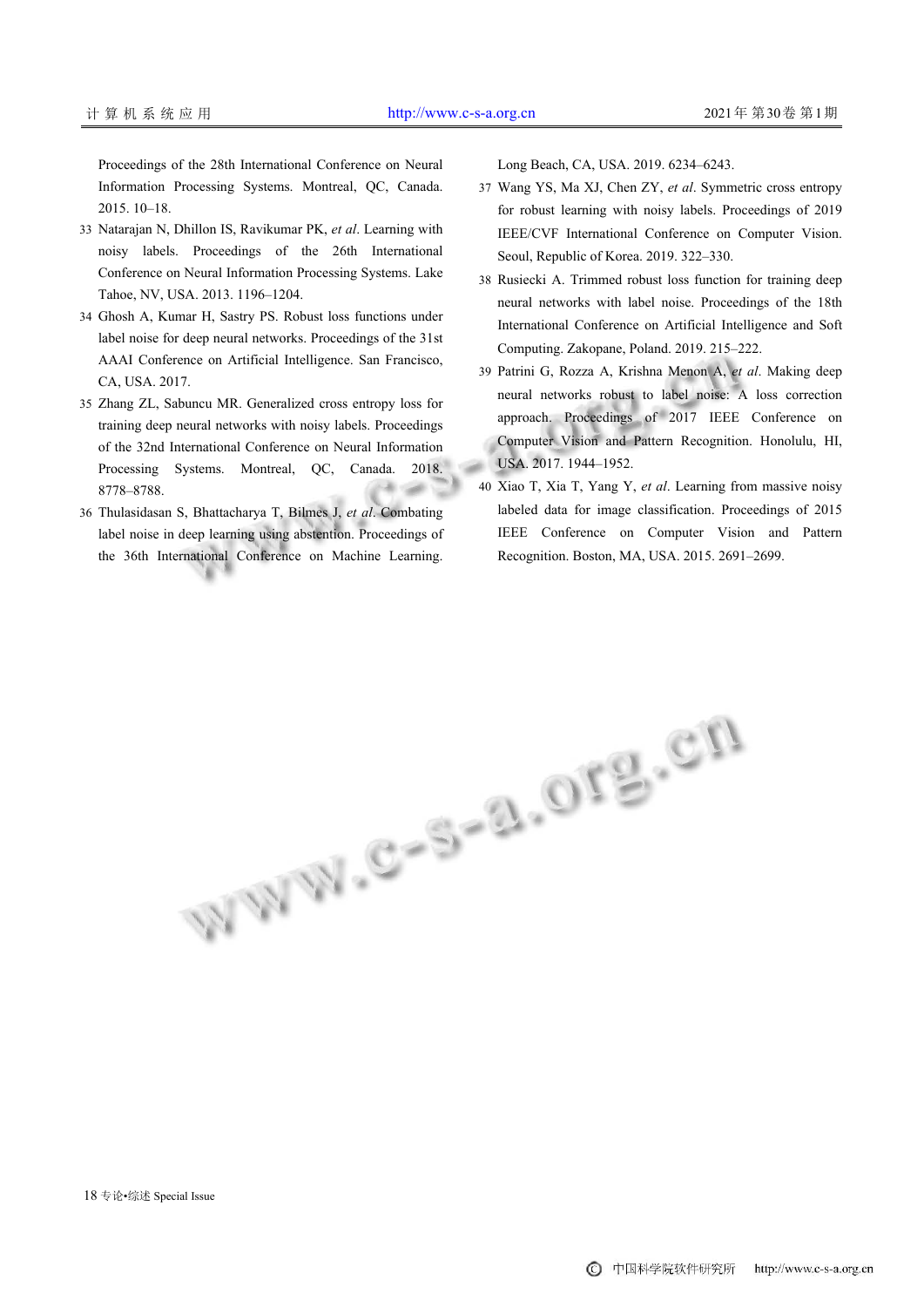Proceedings of the 28th International Conference on Neural Information Processing Systems. Montreal, QC, Canada. 2015. 10–18.

33 Natarajan N, Dhillon IS, Ravikumar PK, *et al*. Learning with noisy labels. Proceedings of the 26th International Conference on Neural Information Processing Systems. Lake Tahoe, NV, USA. 2013. 1196–1204.

34 Ghosh A, Kumar H, Sastry PS. Robust loss functions under label noise for deep neural networks. Proceedings of the 31st AAAI Conference on Artificial Intelligence. San Francisco, CA, USA. 2017.

35 Zhang ZL, Sabuncu MR. Generalized cross entropy loss for training deep neural networks with noisy labels. Proceedings of the 32nd International Conference on Neural Information Processing Systems. Montreal, QC, Canada. 2018. 8778–8788.

36 Thulasidasan S, Bhattacharya T, Bilmes J, *et al*. Combating label noise in deep learning using abstention. Proceedings of the 36th International Conference on Machine Learning. Long Beach, CA, USA. 2019. 6234–6243.

37 Wang YS, Ma XJ, Chen ZY, *et al*. Symmetric cross entropy for robust learning with noisy labels. Proceedings of 2019 IEEE/CVF International Conference on Computer Vision. Seoul, Republic of Korea. 2019. 322–330.

38 Rusiecki A. Trimmed robust loss function for training deep neural networks with label noise. Proceedings of the 18th International Conference on Artificial Intelligence and Soft Computing. Zakopane, Poland. 2019. 215–222.

39 Patrini G, Rozza A, Krishna Menon A, *et al*. Making deep neural networks robust to label noise: A loss correction approach. Proceedings of 2017 IEEE Conference on Computer Vision and Pattern Recognition. Honolulu, HI, USA. 2017. 1944–1952.

40 Xiao T, Xia T, Yang Y, *et al*. Learning from massive noisy labeled data for image classification. Proceedings of 2015 IEEE Conference on Computer Vision and Pattern Recognition. Boston, MA, USA. 2015. 2691–2699.